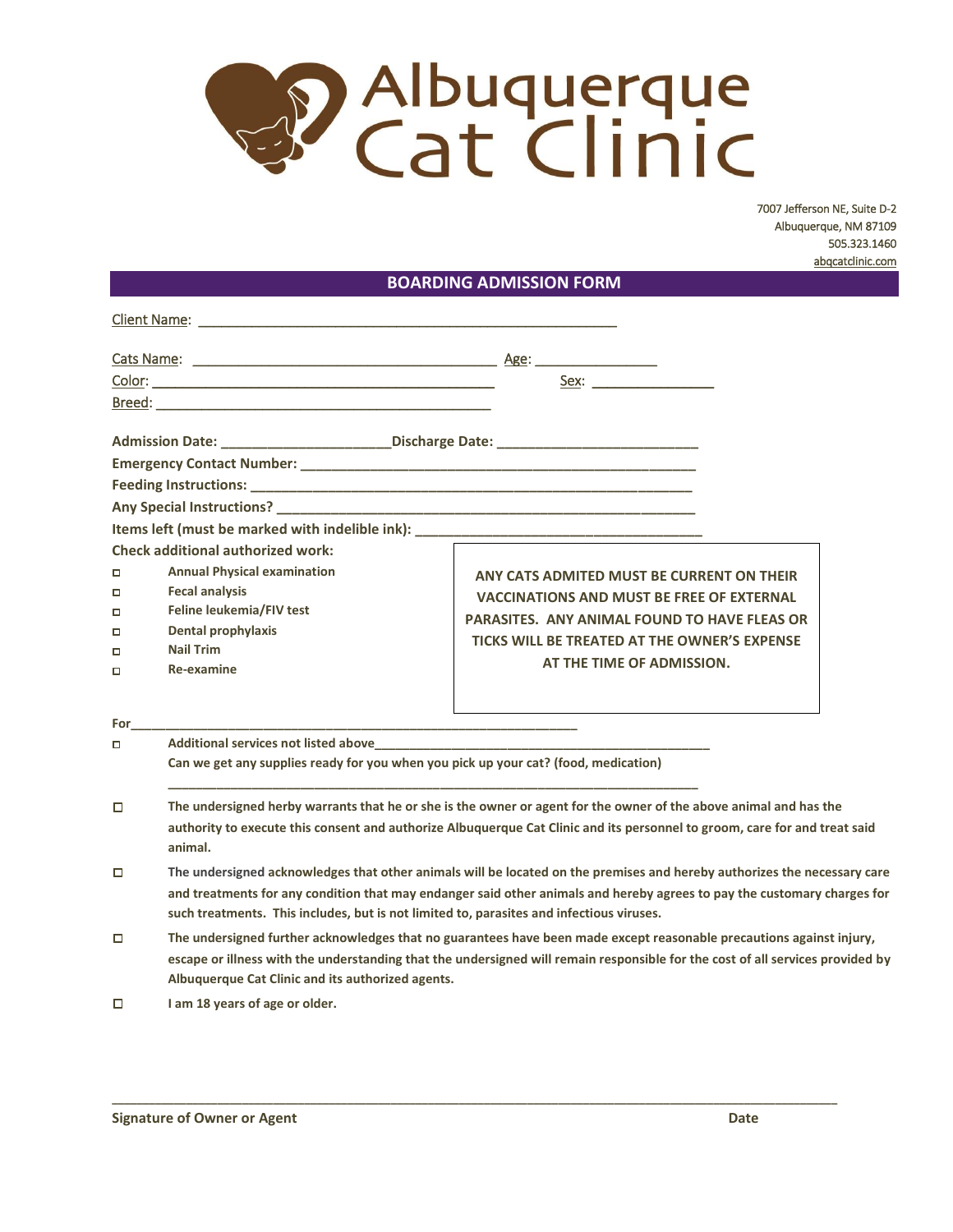# Albuquerque Cat Clinic

7007 Jefferson NE, Suite D-2
Albuquerque, NM 87109
505.323.1460
abqcatclinic.com

## BOARDING ADMISSION FORM

Client Name: ____________________________________________

Cats Name: ________________________________ Age: ______________

Color: ____________________________________ Sex: ______________

Breed: ____________________________________

**Admission Date:** ____________________ **Discharge Date:** ______________________

**Emergency Contact Number:** ____________________________________________

**Feeding Instructions:** ________________________________________________

**Any Special Instructions?** ____________________________________________

**Items left (must be marked with indelible ink):** ______________________________

**Check additional authorized work:**

- ☐ **Annual Physical examination**
- ☐ **Fecal analysis**
- ☐ **Feline leukemia/FIV test**
- ☐ **Dental prophylaxis**
- ☐ **Nail Trim**
- ☐ **Re-examine**

**ANY CATS ADMITED MUST BE CURRENT ON THEIR VACCINATIONS AND MUST BE FREE OF EXTERNAL PARASITES. ANY ANIMAL FOUND TO HAVE FLEAS OR TICKS WILL BE TREATED AT THE OWNER'S EXPENSE AT THE TIME OF ADMISSION.**

**For**____________________________________________________________

- ☐ **Additional services not listed above**__________________________________________

  **Can we get any supplies ready for you when you pick up your cat? (food, medication)**

  ______________________________________________________________

- ☐ **The undersigned herby warrants that he or she is the owner or agent for the owner of the above animal and has the authority to execute this consent and authorize Albuquerque Cat Clinic and its personnel to groom, care for and treat said animal.**

- ☐ **The undersigned acknowledges that other animals will be located on the premises and hereby authorizes the necessary care and treatments for any condition that may endanger said other animals and hereby agrees to pay the customary charges for such treatments. This includes, but is not limited to, parasites and infectious viruses.**

- ☐ **The undersigned further acknowledges that no guarantees have been made except reasonable precautions against injury, escape or illness with the understanding that the undersigned will remain responsible for the cost of all services provided by Albuquerque Cat Clinic and its authorized agents.**

- ☐ **I am 18 years of age or older.**

______________________________________________________________________________

**Signature of Owner or Agent** **Date**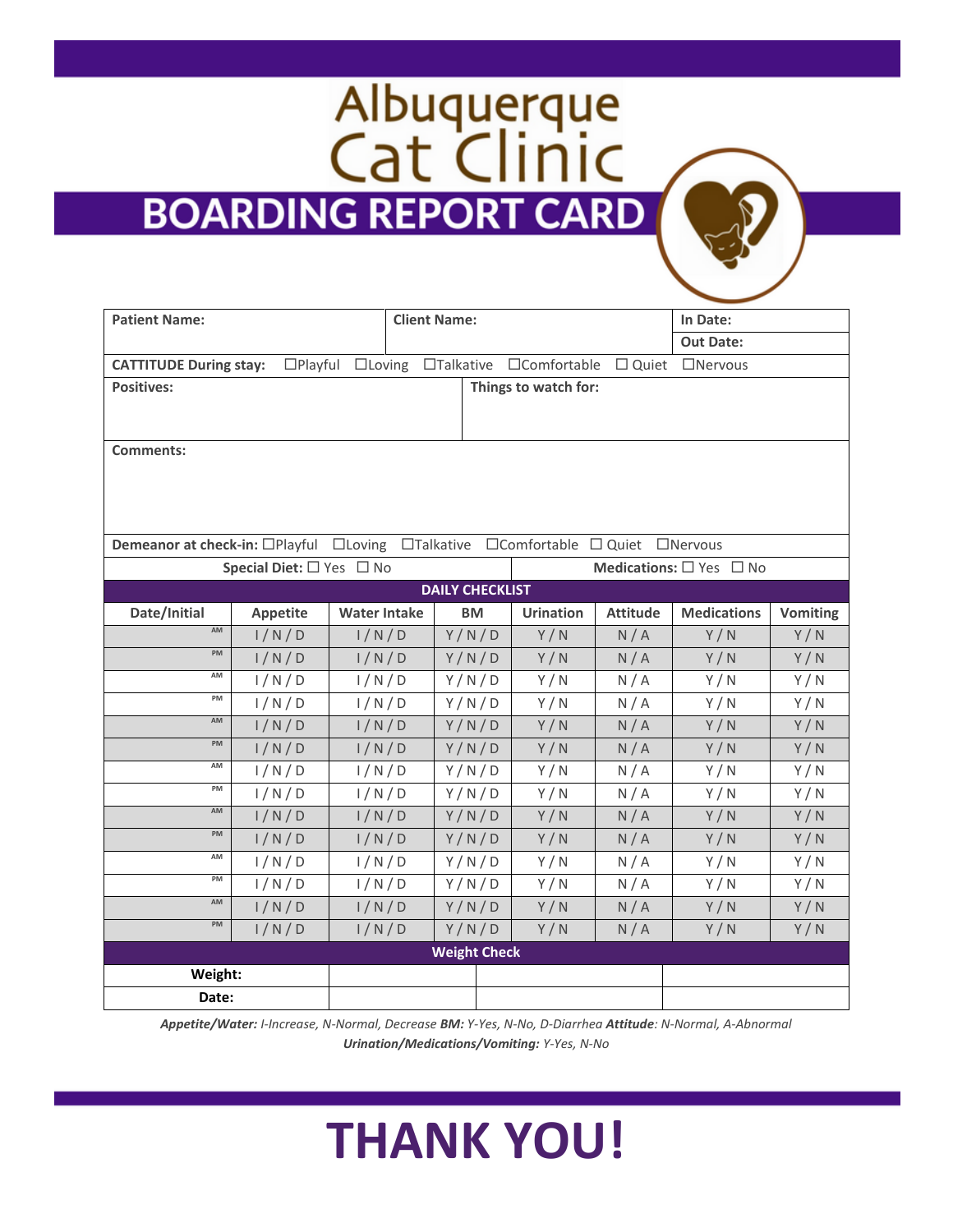# Albuquerque Cat Clinic

## BOARDING REPORT CARD

| | | |
|---|---|---|
| **Patient Name:** | **Client Name:** | **In Date:** |
| | | **Out Date:** |

**CATTITUDE During stay:** ☐Playful ☐Loving ☐Talkative ☐Comfortable ☐ Quiet ☐Nervous

| | |
|---|---|
| **Positives:** | **Things to watch for:** |

**Comments:**

**Demeanor at check-in:** ☐Playful ☐Loving ☐Talkative ☐Comfortable ☐ Quiet ☐Nervous

**Special Diet:** ☐ Yes ☐ No **Medications:** ☐ Yes ☐ No

**DAILY CHECKLIST**

| Date/Initial | Appetite | Water Intake | BM | Urination | Attitude | Medications | Vomiting |
|---|---|---|---|---|---|---|---|
| AM | I / N / D | I / N / D | Y / N / D | Y / N | N / A | Y / N | Y / N |
| PM | I / N / D | I / N / D | Y / N / D | Y / N | N / A | Y / N | Y / N |
| AM | I / N / D | I / N / D | Y / N / D | Y / N | N / A | Y / N | Y / N |
| PM | I / N / D | I / N / D | Y / N / D | Y / N | N / A | Y / N | Y / N |
| AM | I / N / D | I / N / D | Y / N / D | Y / N | N / A | Y / N | Y / N |
| PM | I / N / D | I / N / D | Y / N / D | Y / N | N / A | Y / N | Y / N |
| AM | I / N / D | I / N / D | Y / N / D | Y / N | N / A | Y / N | Y / N |
| PM | I / N / D | I / N / D | Y / N / D | Y / N | N / A | Y / N | Y / N |
| AM | I / N / D | I / N / D | Y / N / D | Y / N | N / A | Y / N | Y / N |
| PM | I / N / D | I / N / D | Y / N / D | Y / N | N / A | Y / N | Y / N |
| AM | I / N / D | I / N / D | Y / N / D | Y / N | N / A | Y / N | Y / N |
| PM | I / N / D | I / N / D | Y / N / D | Y / N | N / A | Y / N | Y / N |
| AM | I / N / D | I / N / D | Y / N / D | Y / N | N / A | Y / N | Y / N |
| PM | I / N / D | I / N / D | Y / N / D | Y / N | N / A | Y / N | Y / N |

**Weight Check**

| | | | |
|---|---|---|---|
| **Weight:** | | | |
| **Date:** | | | |

***Appetite/Water:*** *I-Increase, N-Normal, Decrease* ***BM:*** *Y-Yes, N-No, D-Diarrhea* ***Attitude:*** *N-Normal, A-Abnormal*
***Urination/Medications/Vomiting:*** *Y-Yes, N-No*

# THANK YOU!